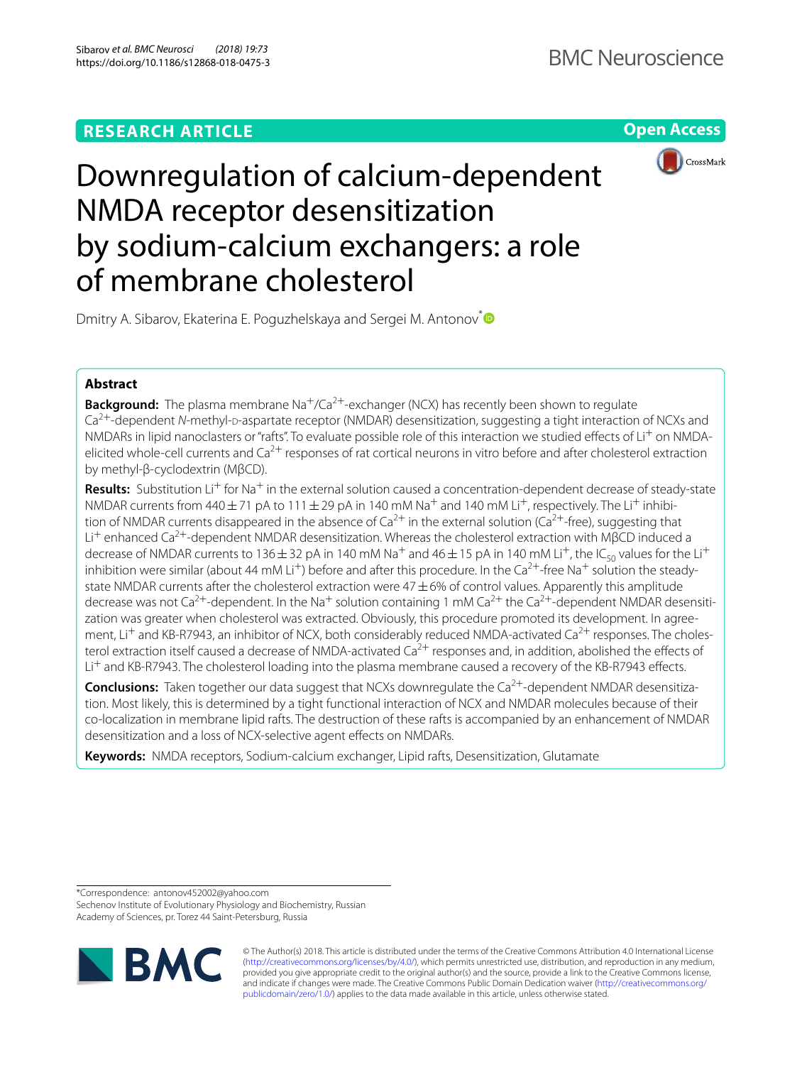RESEARCH ARTICLE

Open Access

# Downregulation of calcium-dependent NMDA receptor desensitization by sodium-calcium exchangers: a role of membrane cholesterol

Dmitry A. Sibarov, Ekaterina E. Poguzhelskaya and Sergei M. Antonov*

## Abstract

**Background:** The plasma membrane $Na^+/Ca^{2+}$-exchanger (NCX) has recently been shown to regulate $Ca^{2+}$-dependent *N*-methyl-D-aspartate receptor (NMDAR) desensitization, suggesting a tight interaction of NCXs and NMDARs in lipid nanoclasters or "rafts". To evaluate possible role of this interaction we studied effects of $Li^+$ on NMDA-elicited whole-cell currents and $Ca^{2+}$ responses of rat cortical neurons in vitro before and after cholesterol extraction by methyl-β-cyclodextrin (MβCD).

**Results:** Substitution $Li^+$ for $Na^+$ in the external solution caused a concentration-dependent decrease of steady-state NMDAR currents from 440 ± 71 pA to 111 ± 29 pA in 140 mM $Na^+$ and 140 mM $Li^+$, respectively. The $Li^+$ inhibition of NMDAR currents disappeared in the absence of $Ca^{2+}$ in the external solution ($Ca^{2+}$-free), suggesting that $Li^+$ enhanced $Ca^{2+}$-dependent NMDAR desensitization. Whereas the cholesterol extraction with MβCD induced a decrease of NMDAR currents to 136 ± 32 pA in 140 mM $Na^+$ and 46 ± 15 pA in 140 mM $Li^+$, the $IC_{50}$ values for the $Li^+$ inhibition were similar (about 44 mM $Li^+$) before and after this procedure. In the $Ca^{2+}$-free $Na^+$ solution the steady-state NMDAR currents after the cholesterol extraction were 47 ± 6% of control values. Apparently this amplitude decrease was not $Ca^{2+}$-dependent. In the $Na^+$ solution containing 1 mM $Ca^{2+}$ the $Ca^{2+}$-dependent NMDAR desensitization was greater when cholesterol was extracted. Obviously, this procedure promoted its development. In agreement, $Li^+$ and KB-R7943, an inhibitor of NCX, both considerably reduced NMDA-activated $Ca^{2+}$ responses. The cholesterol extraction itself caused a decrease of NMDA-activated $Ca^{2+}$ responses and, in addition, abolished the effects of $Li^+$ and KB-R7943. The cholesterol loading into the plasma membrane caused a recovery of the KB-R7943 effects.

**Conclusions:** Taken together our data suggest that NCXs downregulate the $Ca^{2+}$-dependent NMDAR desensitization. Most likely, this is determined by a tight functional interaction of NCX and NMDAR molecules because of their co-localization in membrane lipid rafts. The destruction of these rafts is accompanied by an enhancement of NMDAR desensitization and a loss of NCX-selective agent effects on NMDARs.

**Keywords:** NMDA receptors, Sodium-calcium exchanger, Lipid rafts, Desensitization, Glutamate

*Correspondence: antonov452002@yahoo.com
Sechenov Institute of Evolutionary Physiology and Biochemistry, Russian Academy of Sciences, pr. Torez 44 Saint-Petersburg, Russia

© The Author(s) 2018. This article is distributed under the terms of the Creative Commons Attribution 4.0 International License (http://creativecommons.org/licenses/by/4.0/), which permits unrestricted use, distribution, and reproduction in any medium, provided you give appropriate credit to the original author(s) and the source, provide a link to the Creative Commons license, and indicate if changes were made. The Creative Commons Public Domain Dedication waiver (http://creativecommons.org/publicdomain/zero/1.0/) applies to the data made available in this article, unless otherwise stated.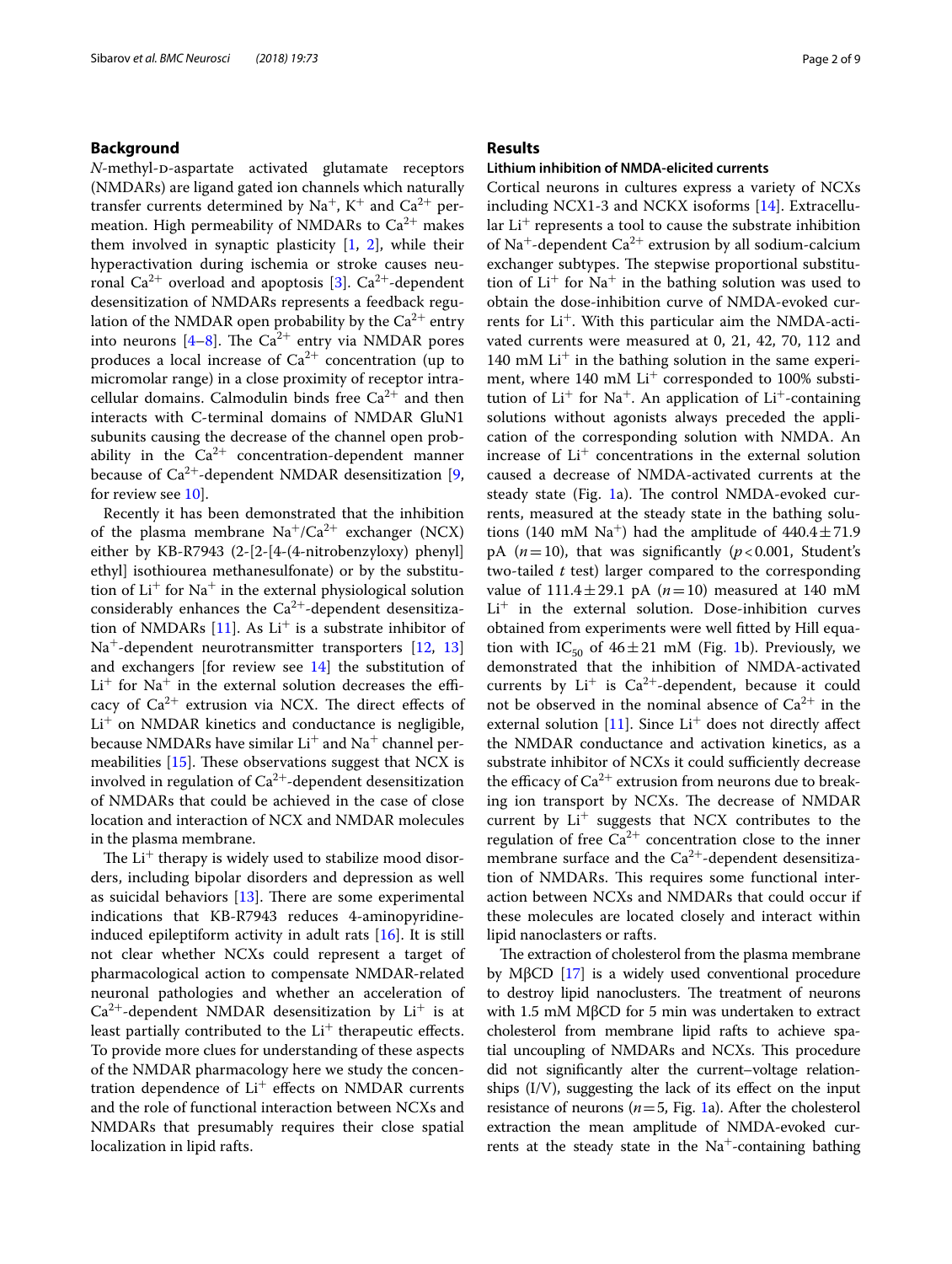## Background

*N*-methyl-D-aspartate activated glutamate receptors (NMDARs) are ligand gated ion channels which naturally transfer currents determined by $Na^+$, $K^+$ and $Ca^{2+}$ permeation. High permeability of NMDARs to $Ca^{2+}$ makes them involved in synaptic plasticity [1, 2], while their hyperactivation during ischemia or stroke causes neuronal $Ca^{2+}$ overload and apoptosis [3]. $Ca^{2+}$-dependent desensitization of NMDARs represents a feedback regulation of the NMDAR open probability by the $Ca^{2+}$ entry into neurons [4–8]. The $Ca^{2+}$ entry via NMDAR pores produces a local increase of $Ca^{2+}$ concentration (up to micromolar range) in a close proximity of receptor intracellular domains. Calmodulin binds free $Ca^{2+}$ and then interacts with C-terminal domains of NMDAR GluN1 subunits causing the decrease of the channel open probability in the $Ca^{2+}$ concentration-dependent manner because of $Ca^{2+}$-dependent NMDAR desensitization [9, for review see 10].

Recently it has been demonstrated that the inhibition of the plasma membrane $Na^+/Ca^{2+}$ exchanger (NCX) either by KB-R7943 (2-[2-[4-(4-nitrobenzyloxy) phenyl] ethyl] isothiourea methanesulfonate) or by the substitution of $Li^+$ for $Na^+$ in the external physiological solution considerably enhances the $Ca^{2+}$-dependent desensitization of NMDARs [11]. As $Li^+$ is a substrate inhibitor of $Na^+$-dependent neurotransmitter transporters [12, 13] and exchangers [for review see 14] the substitution of $Li^+$ for $Na^+$ in the external solution decreases the efficacy of $Ca^{2+}$ extrusion via NCX. The direct effects of $Li^+$ on NMDAR kinetics and conductance is negligible, because NMDARs have similar $Li^+$ and $Na^+$ channel permeabilities [15]. These observations suggest that NCX is involved in regulation of $Ca^{2+}$-dependent desensitization of NMDARs that could be achieved in the case of close location and interaction of NCX and NMDAR molecules in the plasma membrane.

The $Li^+$ therapy is widely used to stabilize mood disorders, including bipolar disorders and depression as well as suicidal behaviors [13]. There are some experimental indications that KB-R7943 reduces 4-aminopyridine-induced epileptiform activity in adult rats [16]. It is still not clear whether NCXs could represent a target of pharmacological action to compensate NMDAR-related neuronal pathologies and whether an acceleration of $Ca^{2+}$-dependent NMDAR desensitization by $Li^+$ is at least partially contributed to the $Li^+$ therapeutic effects. To provide more clues for understanding of these aspects of the NMDAR pharmacology here we study the concentration dependence of $Li^+$ effects on NMDAR currents and the role of functional interaction between NCXs and NMDARs that presumably requires their close spatial localization in lipid rafts.

## Results

### Lithium inhibition of NMDA-elicited currents

Cortical neurons in cultures express a variety of NCXs including NCX1-3 and NCKX isoforms [14]. Extracellular $Li^+$ represents a tool to cause the substrate inhibition of $Na^+$-dependent $Ca^{2+}$ extrusion by all sodium-calcium exchanger subtypes. The stepwise proportional substitution of $Li^+$ for $Na^+$ in the bathing solution was used to obtain the dose-inhibition curve of NMDA-evoked currents for $Li^+$. With this particular aim the NMDA-activated currents were measured at 0, 21, 42, 70, 112 and 140 mM $Li^+$ in the bathing solution in the same experiment, where 140 mM $Li^+$ corresponded to 100% substitution of $Li^+$ for $Na^+$. An application of $Li^+$-containing solutions without agonists always preceded the application of the corresponding solution with NMDA. An increase of $Li^+$ concentrations in the external solution caused a decrease of NMDA-activated currents at the steady state (Fig. 1a). The control NMDA-evoked currents, measured at the steady state in the bathing solutions (140 mM $Na^+$) had the amplitude of 440.4 ± 71.9 pA ($n = 10$), that was significantly ($p < 0.001$, Student's two-tailed $t$ test) larger compared to the corresponding value of 111.4 ± 29.1 pA ($n = 10$) measured at 140 mM $Li^+$ in the external solution. Dose-inhibition curves obtained from experiments were well fitted by Hill equation with $IC_{50}$ of 46 ± 21 mM (Fig. 1b). Previously, we demonstrated that the inhibition of NMDA-activated currents by $Li^+$ is $Ca^{2+}$-dependent, because it could not be observed in the nominal absence of $Ca^{2+}$ in the external solution [11]. Since $Li^+$ does not directly affect the NMDAR conductance and activation kinetics, as a substrate inhibitor of NCXs it could sufficiently decrease the efficacy of $Ca^{2+}$ extrusion from neurons due to breaking ion transport by NCXs. The decrease of NMDAR current by $Li^+$ suggests that NCX contributes to the regulation of free $Ca^{2+}$ concentration close to the inner membrane surface and the $Ca^{2+}$-dependent desensitization of NMDARs. This requires some functional interaction between NCXs and NMDARs that could occur if these molecules are located closely and interact within lipid nanoclasters or rafts.

The extraction of cholesterol from the plasma membrane by MβCD [17] is a widely used conventional procedure to destroy lipid nanoclusters. The treatment of neurons with 1.5 mM MβCD for 5 min was undertaken to extract cholesterol from membrane lipid rafts to achieve spatial uncoupling of NMDARs and NCXs. This procedure did not significantly alter the current–voltage relationships (I/V), suggesting the lack of its effect on the input resistance of neurons ($n = 5$, Fig. 1a). After the cholesterol extraction the mean amplitude of NMDA-evoked currents at the steady state in the $Na^+$-containing bathing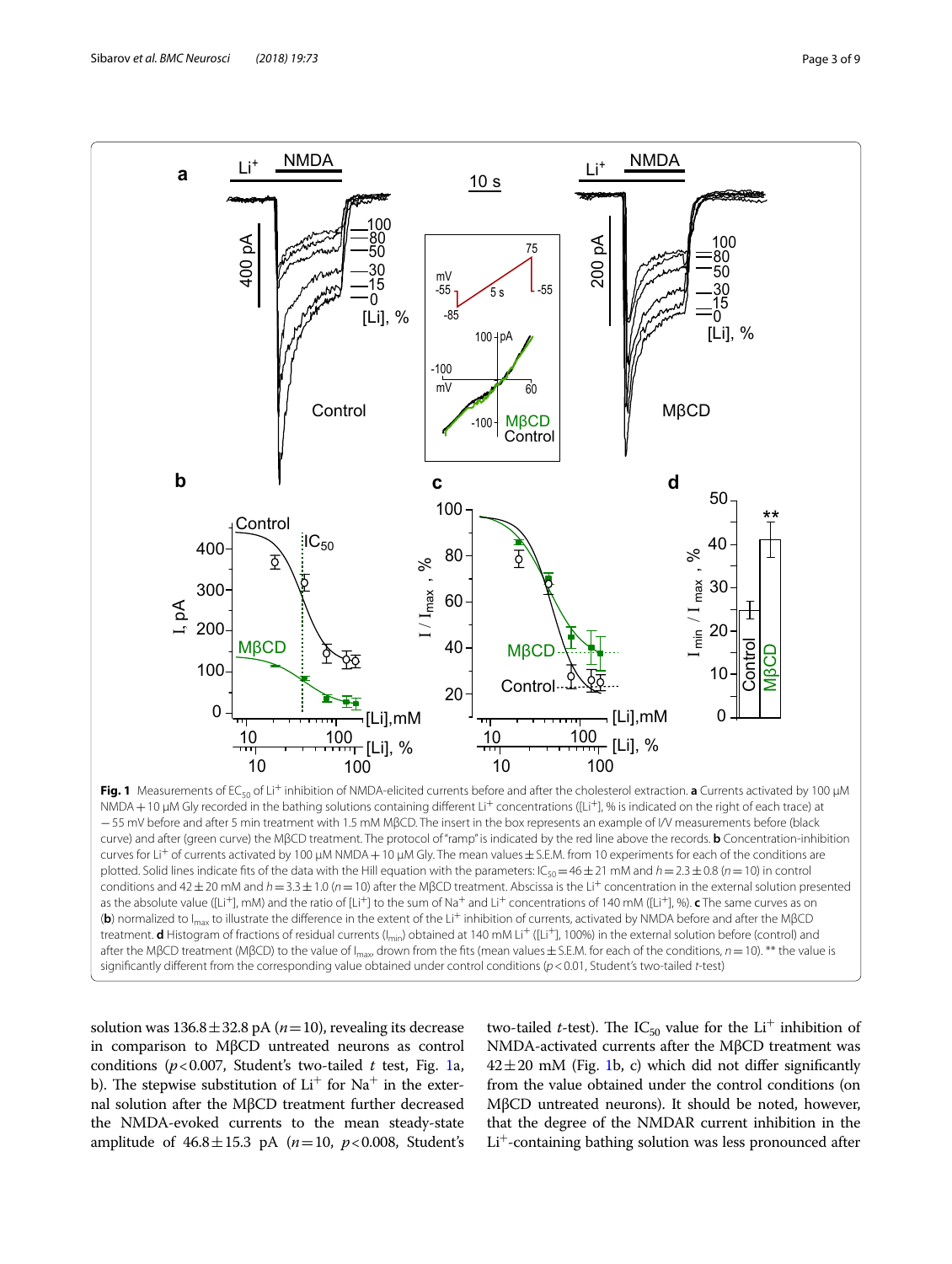**Fig. 1** Measurements of $EC_{50}$ of $Li^+$ inhibition of NMDA-elicited currents before and after the cholesterol extraction. **a** Currents activated by 100 µM NMDA + 10 µM Gly recorded in the bathing solutions containing different $Li^+$ concentrations ([$Li^+$], % is indicated on the right of each trace) at − 55 mV before and after 5 min treatment with 1.5 mM MβCD. The insert in the box represents an example of I/V measurements before (black curve) and after (green curve) the MβCD treatment. The protocol of "ramp" is indicated by the red line above the records. **b** Concentration-inhibition curves for $Li^+$ of currents activated by 100 µM NMDA + 10 µM Gly. The mean values ± S.E.M. from 10 experiments for each of the conditions are plotted. Solid lines indicate fits of the data with the Hill equation with the parameters: $IC_{50}$ = 46 ± 21 mM and $h$ = 2.3 ± 0.8 ($n$ = 10) in control conditions and 42 ± 20 mM and $h$ = 3.3 ± 1.0 ($n$ = 10) after the MβCD treatment. Abscissa is the $Li^+$ concentration in the external solution presented as the absolute value ([$Li^+$], mM) and the ratio of [$Li^+$] to the sum of $Na^+$ and $Li^+$ concentrations of 140 mM ([$Li^+$], %). **c** The same curves as on (**b**) normalized to $I_{max}$ to illustrate the difference in the extent of the $Li^+$ inhibition of currents, activated by NMDA before and after the MβCD treatment. **d** Histogram of fractions of residual currents ($I_{min}$) obtained at 140 mM $Li^+$ ([$Li^+$], 100%) in the external solution before (control) and after the MβCD treatment (MβCD) to the value of $I_{max}$, drown from the fits (mean values ± S.E.M. for each of the conditions, $n$ = 10). ** the value is significantly different from the corresponding value obtained under control conditions ($p$ < 0.01, Student's two-tailed $t$-test)

solution was 136.8 ± 32.8 pA ($n$ = 10), revealing its decrease in comparison to MβCD untreated neurons as control conditions ($p$ < 0.007, Student's two-tailed $t$ test, Fig. 1a, b). The stepwise substitution of $Li^+$ for $Na^+$ in the external solution after the MβCD treatment further decreased the NMDA-evoked currents to the mean steady-state amplitude of 46.8 ± 15.3 pA ($n$ = 10, $p$ < 0.008, Student's two-tailed $t$-test). The $IC_{50}$ value for the $Li^+$ inhibition of NMDA-activated currents after the MβCD treatment was 42 ± 20 mM (Fig. 1b, c) which did not differ significantly from the value obtained under the control conditions (on MβCD untreated neurons). It should be noted, however, that the degree of the NMDAR current inhibition in the $Li^+$-containing bathing solution was less pronounced after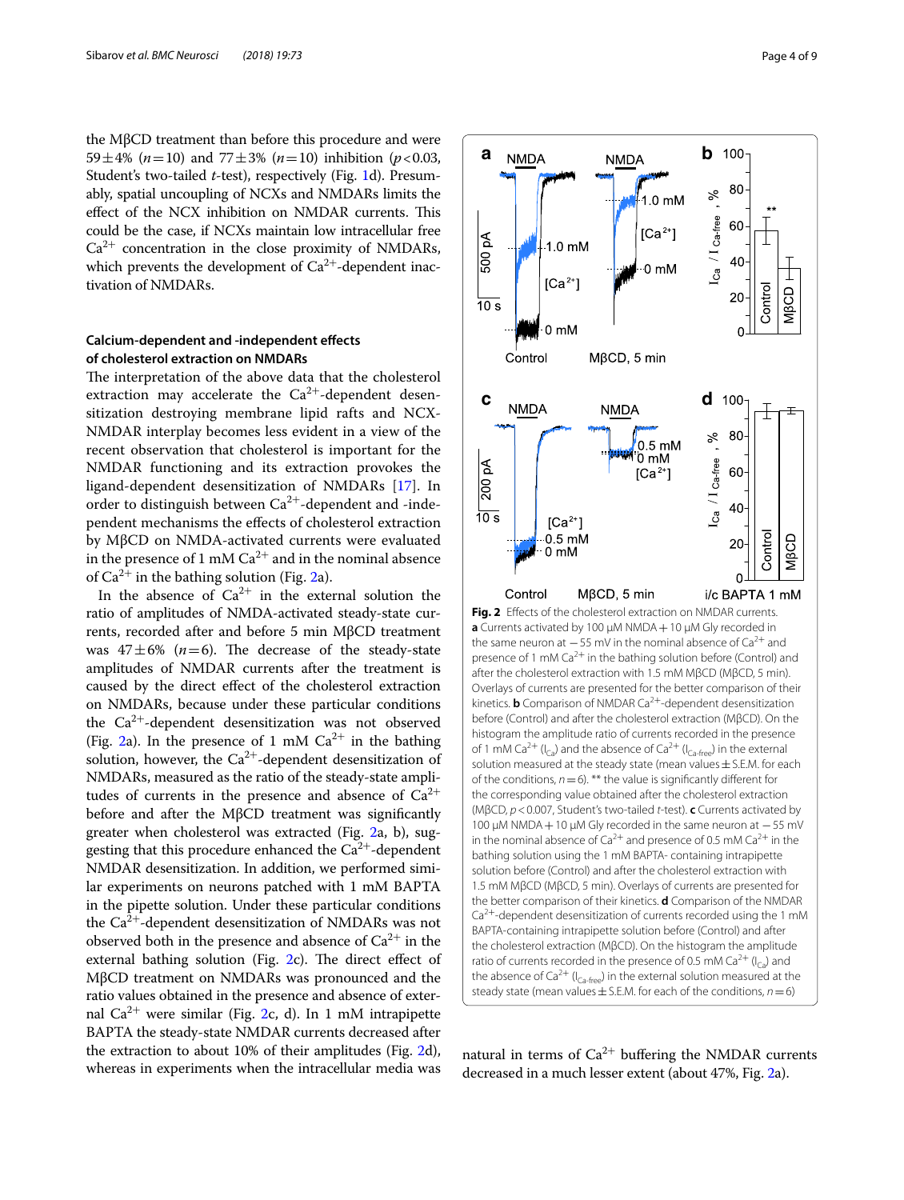the MβCD treatment than before this procedure and were 59 ± 4% ($n = 10$) and 77 ± 3% ($n = 10$) inhibition ($p < 0.03$, Student's two-tailed *t*-test), respectively (Fig. 1d). Presumably, spatial uncoupling of NCXs and NMDARs limits the effect of the NCX inhibition on NMDAR currents. This could be the case, if NCXs maintain low intracellular free $Ca^{2+}$ concentration in the close proximity of NMDARs, which prevents the development of $Ca^{2+}$-dependent inactivation of NMDARs.

### Calcium-dependent and -independent effects of cholesterol extraction on NMDARs

The interpretation of the above data that the cholesterol extraction may accelerate the $Ca^{2+}$-dependent desensitization destroying membrane lipid rafts and NCX-NMDAR interplay becomes less evident in a view of the recent observation that cholesterol is important for the NMDAR functioning and its extraction provokes the ligand-dependent desensitization of NMDARs [17]. In order to distinguish between $Ca^{2+}$-dependent and -independent mechanisms the effects of cholesterol extraction by MβCD on NMDA-activated currents were evaluated in the presence of 1 mM $Ca^{2+}$ and in the nominal absence of $Ca^{2+}$ in the bathing solution (Fig. 2a).

In the absence of $Ca^{2+}$ in the external solution the ratio of amplitudes of NMDA-activated steady-state currents, recorded after and before 5 min MβCD treatment was 47 ± 6% ($n = 6$). The decrease of the steady-state amplitudes of NMDAR currents after the treatment is caused by the direct effect of the cholesterol extraction on NMDARs, because under these particular conditions the $Ca^{2+}$-dependent desensitization was not observed (Fig. 2a). In the presence of 1 mM $Ca^{2+}$ in the bathing solution, however, the $Ca^{2+}$-dependent desensitization of NMDARs, measured as the ratio of the steady-state amplitudes of currents in the presence and absence of $Ca^{2+}$ before and after the MβCD treatment was significantly greater when cholesterol was extracted (Fig. 2a, b), suggesting that this procedure enhanced the $Ca^{2+}$-dependent NMDAR desensitization. In addition, we performed similar experiments on neurons patched with 1 mM BAPTA in the pipette solution. Under these particular conditions the $Ca^{2+}$-dependent desensitization of NMDARs was not observed both in the presence and absence of $Ca^{2+}$ in the external bathing solution (Fig. 2c). The direct effect of MβCD treatment on NMDARs was pronounced and the ratio values obtained in the presence and absence of external $Ca^{2+}$ were similar (Fig. 2c, d). In 1 mM intrapipette BAPTA the steady-state NMDAR currents decreased after the extraction to about 10% of their amplitudes (Fig. 2d), whereas in experiments when the intracellular media was natural in terms of $Ca^{2+}$ buffering the NMDAR currents decreased in a much lesser extent (about 47%, Fig. 2a).

**Fig. 2** Effects of the cholesterol extraction on NMDAR currents. **a** Currents activated by 100 µM NMDA + 10 µM Gly recorded in the same neuron at −55 mV in the nominal absence of $Ca^{2+}$ and presence of 1 mM $Ca^{2+}$ in the bathing solution before (Control) and after the cholesterol extraction with 1.5 mM MβCD (MβCD, 5 min). Overlays of currents are presented for the better comparison of their kinetics. **b** Comparison of NMDAR $Ca^{2+}$-dependent desensitization before (Control) and after the cholesterol extraction (MβCD). On the histogram the amplitude ratio of currents recorded in the presence of 1 mM $Ca^{2+}$ ($I_{Ca}$) and the absence of $Ca^{2+}$ ($I_{Ca\text{-}free}$) in the external solution measured at the steady state (mean values ± S.E.M. for each of the conditions, $n = 6$). ** the value is significantly different for the corresponding value obtained after the cholesterol extraction (MβCD, $p < 0.007$, Student's two-tailed *t*-test). **c** Currents activated by 100 µM NMDA + 10 µM Gly recorded in the same neuron at −55 mV in the nominal absence of $Ca^{2+}$ and presence of 0.5 mM $Ca^{2+}$ in the bathing solution using the 1 mM BAPTA- containing intrapipette solution before (Control) and after the cholesterol extraction with 1.5 mM MβCD (MβCD, 5 min). Overlays of currents are presented for the better comparison of their kinetics. **d** Comparison of the NMDAR $Ca^{2+}$-dependent desensitization of currents recorded using the 1 mM BAPTA-containing intrapipette solution before (Control) and after the cholesterol extraction (MβCD). On the histogram the steady state ratio of currents recorded in the presence of 0.5 mM $Ca^{2+}$ ($I_{Ca}$) and the absence of $Ca^{2+}$ ($I_{Ca\text{-}free}$) in the external solution measured at the steady state (mean values ± S.E.M. for each of the conditions, $n = 6$)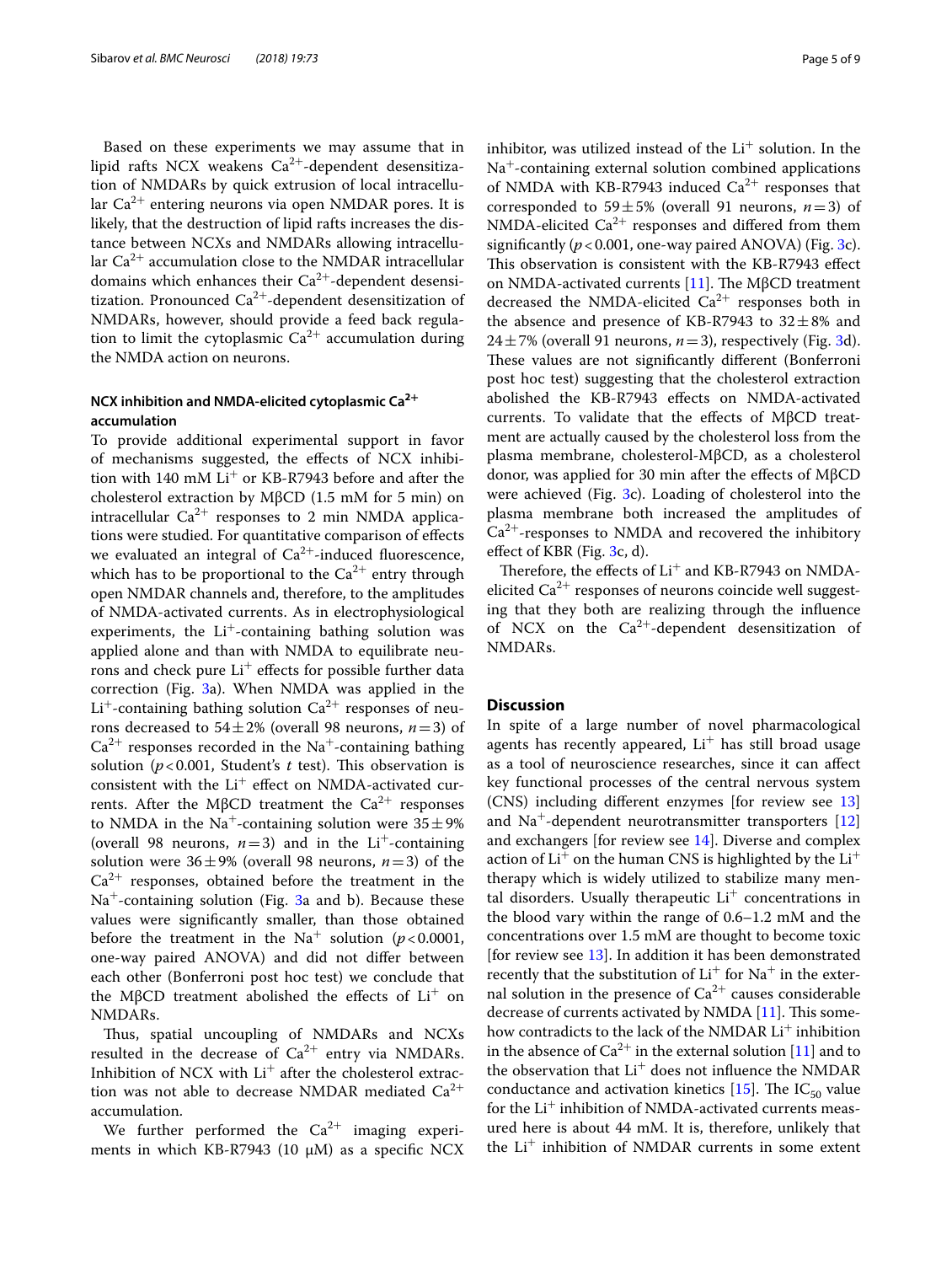Based on these experiments we may assume that in lipid rafts NCX weakens $Ca^{2+}$-dependent desensitization of NMDARs by quick extrusion of local intracellular $Ca^{2+}$ entering neurons via open NMDAR pores. It is likely, that the destruction of lipid rafts increases the distance between NCXs and NMDARs allowing intracellular $Ca^{2+}$ accumulation close to the NMDAR intracellular domains which enhances their $Ca^{2+}$-dependent desensitization. Pronounced $Ca^{2+}$-dependent desensitization of NMDARs, however, should provide a feed back regulation to limit the cytoplasmic $Ca^{2+}$ accumulation during the NMDA action on neurons.

### NCX inhibition and NMDA-elicited cytoplasmic $Ca^{2+}$ accumulation

To provide additional experimental support in favor of mechanisms suggested, the effects of NCX inhibition with 140 mM $Li^+$ or KB-R7943 before and after the cholesterol extraction by MβCD (1.5 mM for 5 min) on intracellular $Ca^{2+}$ responses to 2 min NMDA applications were studied. For quantitative comparison of effects we evaluated an integral of $Ca^{2+}$-induced fluorescence, which has to be proportional to the $Ca^{2+}$ entry through open NMDAR channels and, therefore, to the amplitudes of NMDA-activated currents. As in electrophysiological experiments, the $Li^+$-containing bathing solution was applied alone and than with NMDA to equilibrate neurons and check pure $Li^+$ effects for possible further data correction (Fig. 3a). When NMDA was applied in the $Li^+$-containing bathing solution $Ca^{2+}$ responses of neurons decreased to 54 ± 2% (overall 98 neurons, $n = 3$) of $Ca^{2+}$ responses recorded in the $Na^+$-containing bathing solution ($p < 0.001$, Student's *t* test). This observation is consistent with the $Li^+$ effect on NMDA-activated currents. After the MβCD treatment the $Ca^{2+}$ responses to NMDA in the $Na^+$-containing solution were 35 ± 9% (overall 98 neurons, $n = 3$) and in the $Li^+$-containing solution were 36 ± 9% (overall 98 neurons, $n = 3$) of the $Ca^{2+}$ responses, obtained before the treatment in the $Na^+$-containing solution (Fig. 3a and b). Because these values were significantly smaller, than those obtained before the treatment in the $Na^+$ solution ($p < 0.0001$, one-way paired ANOVA) and did not differ between each other (Bonferroni post hoc test) we conclude that the MβCD treatment abolished the effects of $Li^+$ on NMDARs.

Thus, spatial uncoupling of NMDARs and NCXs resulted in the decrease of $Ca^{2+}$ entry via NMDARs. Inhibition of NCX with $Li^+$ after the cholesterol extraction was not able to decrease NMDAR mediated $Ca^{2+}$ accumulation.

We further performed the $Ca^{2+}$ imaging experiments in which KB-R7943 (10 μM) as a specific NCX inhibitor, was utilized instead of the $Li^+$ solution. In the $Na^+$-containing external solution combined applications of NMDA with KB-R7943 induced $Ca^{2+}$ responses that corresponded to 59 ± 5% (overall 91 neurons, $n = 3$) of NMDA-elicited $Ca^{2+}$ responses and differed from them significantly ($p < 0.001$, one-way paired ANOVA) (Fig. 3c). This observation is consistent with the KB-R7943 effect on NMDA-activated currents [11]. The MβCD treatment decreased the NMDA-elicited $Ca^{2+}$ responses both in the absence and presence of KB-R7943 to 32 ± 8% and 24 ± 7% (overall 91 neurons, $n = 3$), respectively (Fig. 3d). These values are not significantly different (Bonferroni post hoc test) suggesting that the cholesterol extraction abolished the KB-R7943 effects on NMDA-activated currents. To validate that the effects of MβCD treatment are actually caused by the cholesterol loss from the plasma membrane, cholesterol-MβCD, as a cholesterol donor, was applied for 30 min after the effects of MβCD were achieved (Fig. 3c). Loading of cholesterol into the plasma membrane both increased the amplitudes of $Ca^{2+}$-responses to NMDA and recovered the inhibitory effect of KBR (Fig. 3c, d).

Therefore, the effects of $Li^+$ and KB-R7943 on NMDA-elicited $Ca^{2+}$ responses of neurons coincide well suggesting that they both are realizing through the influence of NCX on the $Ca^{2+}$-dependent desensitization of NMDARs.

## Discussion

In spite of a large number of novel pharmacological agents has recently appeared, $Li^+$ has still broad usage as a tool of neuroscience researches, since it can affect key functional processes of the central nervous system (CNS) including different enzymes [for review see 13] and $Na^+$-dependent neurotransmitter transporters [12] and exchangers [for review see 14]. Diverse and complex action of $Li^+$ on the human CNS is highlighted by the $Li^+$ therapy which is widely utilized to stabilize many mental disorders. Usually therapeutic $Li^+$ concentrations in the blood vary within the range of 0.6–1.2 mM and the concentrations over 1.5 mM are thought to become toxic [for review see 13]. In addition it has been demonstrated recently that the substitution of $Li^+$ for $Na^+$ in the external solution in the presence of $Ca^{2+}$ causes considerable decrease of currents activated by NMDA [11]. This somehow contradicts to the lack of the NMDAR $Li^+$ inhibition in the absence of $Ca^{2+}$ in the external solution [11] and to the observation that $Li^+$ does not influence the NMDAR conductance and activation kinetics [15]. The $IC_{50}$ value for the $Li^+$ inhibition of NMDA-activated currents measured here is about 44 mM. It is, therefore, unlikely that the $Li^+$ inhibition of NMDAR currents in some extent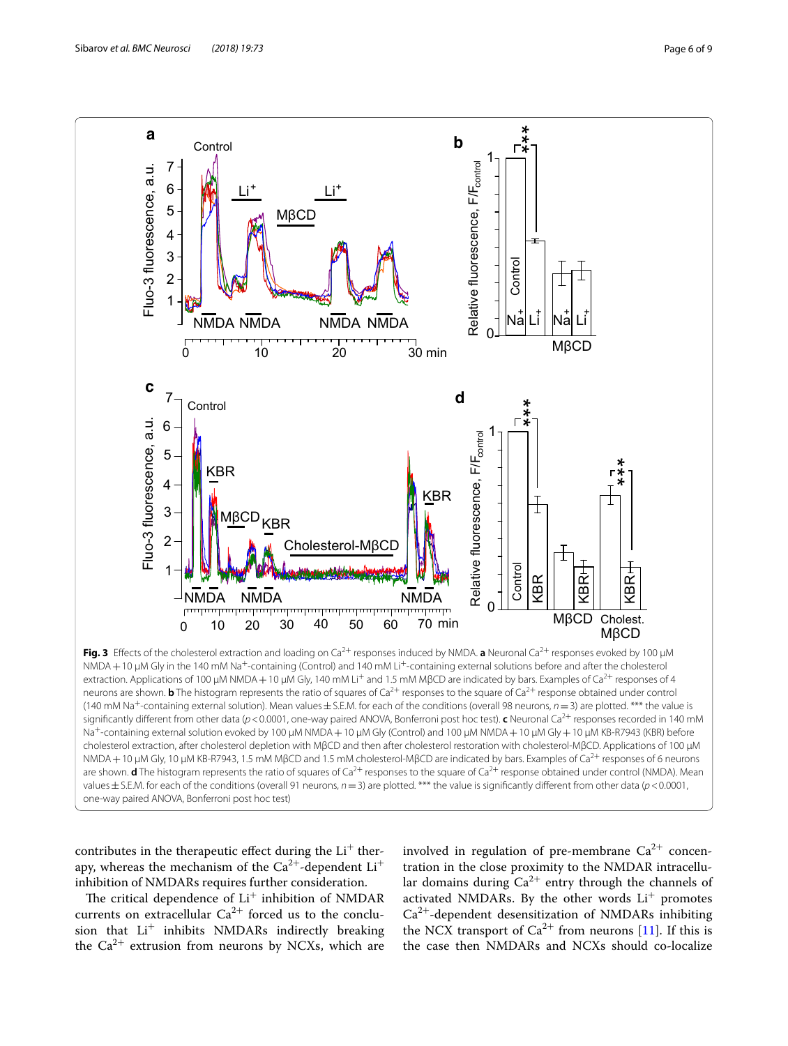**Fig. 3** Effects of the cholesterol extraction and loading on $Ca^{2+}$ responses induced by NMDA. **a** Neuronal $Ca^{2+}$ responses evoked by 100 µM NMDA + 10 µM Gly in the 140 mM $Na^{+}$-containing (Control) and 140 mM $Li^{+}$-containing external solutions before and after the cholesterol extraction. Applications of 100 µM NMDA + 10 µM Gly, 140 mM $Li^{+}$ and 1.5 mM MβCD are indicated by bars. Examples of $Ca^{2+}$ responses of 4 neurons are shown. **b** The histogram represents the ratio of squares of $Ca^{2+}$ responses to the square of $Ca^{2+}$ response obtained under control (140 mM $Na^{+}$-containing external solution). Mean values ± S.E.M. for each of the conditions (overall 98 neurons, $n = 3$) are plotted. *** the value is significantly different from other data ($p < 0.0001$, one-way paired ANOVA, Bonferroni post hoc test). **c** Neuronal $Ca^{2+}$ responses recorded in 140 mM $Na^{+}$-containing external solution evoked by 100 µM NMDA + 10 µM Gly (Control) and 100 µM NMDA + 10 µM Gly + 10 µM KB-R7943 (KBR) before cholesterol extraction, after cholesterol depletion with MβCD and then after cholesterol restoration with cholesterol-MβCD. Applications of 100 µM NMDA + 10 µM Gly, 10 µM KB-R7943, 1.5 mM MβCD and 1.5 mM cholesterol-MβCD are indicated by bars. Examples of $Ca^{2+}$ responses of 6 neurons are shown. **d** The histogram represents the ratio of squares of $Ca^{2+}$ responses to the square of $Ca^{2+}$ response obtained under control (NMDA). Mean values ± S.E.M. for each of the conditions (overall 91 neurons, $n = 3$) are plotted. *** the value is significantly different from other data ($p < 0.0001$, one-way paired ANOVA, Bonferroni post hoc test)

contributes in the therapeutic effect during the $Li^{+}$ therapy, whereas the mechanism of the $Ca^{2+}$-dependent $Li^{+}$ inhibition of NMDARs requires further consideration.

The critical dependence of $Li^{+}$ inhibition of NMDAR currents on extracellular $Ca^{2+}$ forced us to the conclusion that $Li^{+}$ inhibits NMDARs indirectly breaking the $Ca^{2+}$ extrusion from neurons by NCXs, which are involved in regulation of pre-membrane $Ca^{2+}$ concentration in the close proximity to the NMDAR intracellular domains during $Ca^{2+}$ entry through the channels of activated NMDARs. By the other words $Li^{+}$ promotes $Ca^{2+}$-dependent desensitization of NMDARs inhibiting the NCX transport of $Ca^{2+}$ from neurons [11]. If this is the case then NMDARs and NCXs should co-localize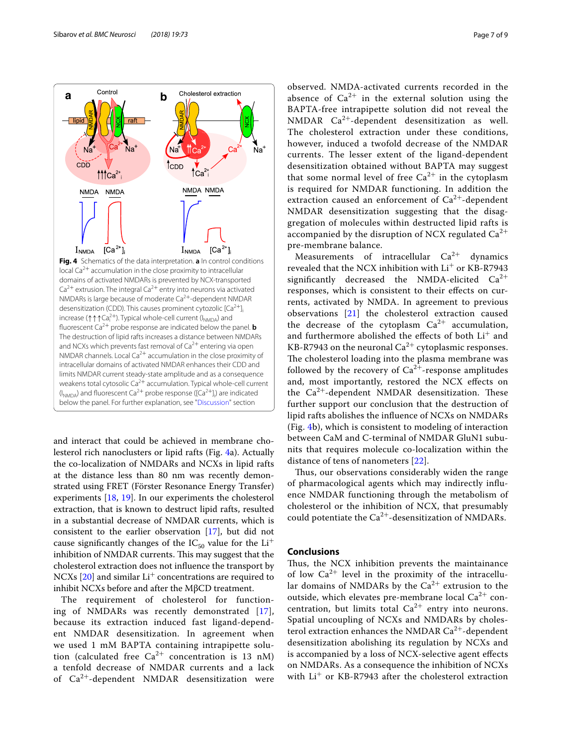Fig. 4 Schematics of the data interpretation. **a** In control conditions local $Ca^{2+}$ accumulation in the close proximity to intracellular domains of activated NMDARs is prevented by NCX-transported $Ca^{2+}$ extrusion. The integral $Ca^{2+}$ entry into neurons via activated NMDARs is large because of moderate $Ca^{2+}$-dependent NMDAR desensitization (CDD). This causes prominent cytozolic $[Ca^{2+}]_i$ increase (↑↑↑$Ca_i^{2+}$). Typical whole-cell current ($I_{NMDA}$) and fluorescent $Ca^{2+}$ probe response are indicated below the panel. **b** The destruction of lipid rafts increases a distance between NMDARs and NCXs which prevents fast removal of $Ca^{2+}$ entering via open NMDAR channels. Local $Ca^{2+}$ accumulation in the close proximity of intracellular domains of activated NMDARs enhances their CDD and limits NMDAR current steady-state amplitude and as a consequence weakens total cytosolic $Ca^{2+}$ accumulation. Typical whole-cell current ($I_{NMDA}$) and fluorescent $Ca^{2+}$ probe response ($[Ca^{2+}]_i$) are indicated below the panel. For further explanation, see "Discussion" section

and interact that could be achieved in membrane cholesterol rich nanoclusters or lipid rafts (Fig. 4a). Actually the co-localization of NMDARs and NCXs in lipid rafts at the distance less than 80 nm was recently demonstrated using FRET (Förster Resonance Energy Transfer) experiments [18, 19]. In our experiments the cholesterol extraction, that is known to destruct lipid rafts, resulted in a substantial decrease of NMDAR currents, which is consistent to the earlier observation [17], but did not cause significantly changes of the $IC_{50}$ value for the $Li^+$ inhibition of NMDAR currents. This may suggest that the cholesterol extraction does not influence the transport by NCXs [20] and similar $Li^+$ concentrations are required to inhibit NCXs before and after the MβCD treatment.

The requirement of cholesterol for functioning of NMDARs was recently demonstrated [17], because its extraction induced fast ligand-dependent NMDAR desensitization. In agreement when we used 1 mM BAPTA containing intrapipette solution (calculated free $Ca^{2+}$ concentration is 13 nM) a tenfold decrease of NMDAR currents and a lack of $Ca^{2+}$-dependent NMDAR desensitization were observed. NMDA-activated currents recorded in the absence of $Ca^{2+}$ in the external solution using the BAPTA-free intrapipette solution did not reveal the NMDAR $Ca^{2+}$-dependent desensitization as well. The cholesterol extraction under these conditions, however, induced a twofold decrease of the NMDAR currents. The lesser extent of the ligand-dependent desensitization obtained without BAPTA may suggest that some normal level of free $Ca^{2+}$ in the cytoplasm is required for NMDAR functioning. In addition the extraction caused an enforcement of $Ca^{2+}$-dependent NMDAR desensitization suggesting that the disaggregation of molecules within destructed lipid rafts is accompanied by the disruption of NCX regulated $Ca^{2+}$ pre-membrane balance.

Measurements of intracellular $Ca^{2+}$ dynamics revealed that the NCX inhibition with $Li^+$ or KB-R7943 significantly decreased the NMDA-elicited $Ca^{2+}$ responses, which is consistent to their effects on currents, activated by NMDA. In agreement to previous observations [21] the cholesterol extraction caused the decrease of the cytoplasm $Ca^{2+}$ accumulation, and furthermore abolished the effects of both $Li^+$ and KB-R7943 on the neuronal $Ca^{2+}$ cytoplasmic responses. The cholesterol loading into the plasma membrane was followed by the recovery of $Ca^{2+}$-response amplitudes and, most importantly, restored the NCX effects on the $Ca^{2+}$-dependent NMDAR desensitization. These further support our conclusion that the destruction of lipid rafts abolishes the influence of NCXs on NMDARs (Fig. 4b), which is consistent to modeling of interaction between CaM and C-terminal of NMDAR GluN1 subunits that requires molecule co-localization within the distance of tens of nanometers [22].

Thus, our observations considerably widen the range of pharmacological agents which may indirectly influence NMDAR functioning through the metabolism of cholesterol or the inhibition of NCX, that presumably could potentiate the $Ca^{2+}$-desensitization of NMDARs.

## Conclusions

Thus, the NCX inhibition prevents the maintainance of low $Ca^{2+}$ level in the proximity of the intracellular domains of NMDARs by the $Ca^{2+}$ extrusion to the outside, which elevates pre-membrane local $Ca^{2+}$ concentration, but limits total $Ca^{2+}$ entry into neurons. Spatial uncoupling of NCXs and NMDARs by cholesterol extraction enhances the NMDAR $Ca^{2+}$-dependent desensitization abolishing its regulation by NCXs and is accompanied by a loss of NCX-selective agent effects on NMDARs. As a consequence the inhibition of NCXs with $Li^+$ or KB-R7943 after the cholesterol extraction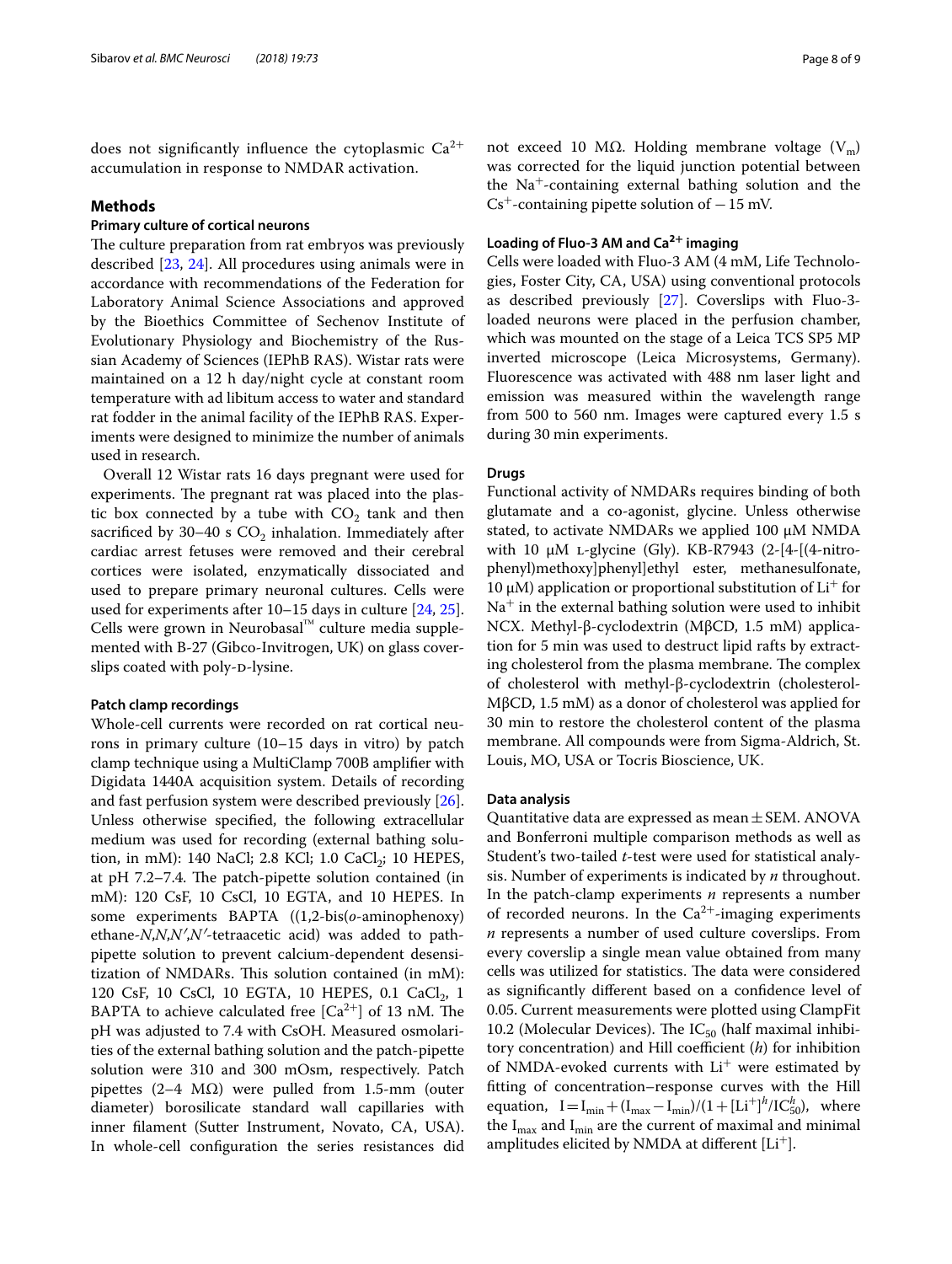does not significantly influence the cytoplasmic $Ca^{2+}$ accumulation in response to NMDAR activation.

## Methods

### Primary culture of cortical neurons

The culture preparation from rat embryos was previously described [23, 24]. All procedures using animals were in accordance with recommendations of the Federation for Laboratory Animal Science Associations and approved by the Bioethics Committee of Sechenov Institute of Evolutionary Physiology and Biochemistry of the Russian Academy of Sciences (IEPhB RAS). Wistar rats were maintained on a 12 h day/night cycle at constant room temperature with ad libitum access to water and standard rat fodder in the animal facility of the IEPhB RAS. Experiments were designed to minimize the number of animals used in research.

Overall 12 Wistar rats 16 days pregnant were used for experiments. The pregnant rat was placed into the plastic box connected by a tube with $CO_2$ tank and then sacrificed by 30–40 s $CO_2$ inhalation. Immediately after cardiac arrest fetuses were removed and their cerebral cortices were isolated, enzymatically dissociated and used to prepare primary neuronal cultures. Cells were used for experiments after 10–15 days in culture [24, 25]. Cells were grown in Neurobasal™ culture media supplemented with B-27 (Gibco-Invitrogen, UK) on glass coverslips coated with poly-D-lysine.

### Patch clamp recordings

Whole-cell currents were recorded on rat cortical neurons in primary culture (10–15 days in vitro) by patch clamp technique using a MultiClamp 700B amplifier with Digidata 1440A acquisition system. Details of recording and fast perfusion system were described previously [26]. Unless otherwise specified, the following extracellular medium was used for recording (external bathing solution, in mM): 140 NaCl; 2.8 KCl; 1.0 $CaCl_2$; 10 HEPES, at pH 7.2–7.4. The patch-pipette solution contained (in mM): 120 CsF, 10 CsCl, 10 EGTA, and 10 HEPES. In some experiments BAPTA ((1,2-bis(*o*-aminophenoxy) ethane-*N*,*N*,*N′*,*N′*-tetraacetic acid) was added to path-pipette solution to prevent calcium-dependent desensitization of NMDARs. This solution contained (in mM): 120 CsF, 10 CsCl, 10 EGTA, 10 HEPES, 0.1 $CaCl_2$, 1 BAPTA to achieve calculated free $[Ca^{2+}]$ of 13 nM. The pH was adjusted to 7.4 with CsOH. Measured osmolarities of the external bathing solution and the patch-pipette solution were 310 and 300 mOsm, respectively. Patch pipettes (2–4 MΩ) were pulled from 1.5-mm (outer diameter) borosilicate standard wall capillaries with inner filament (Sutter Instrument, Novato, CA, USA). In whole-cell configuration the series resistances did not exceed 10 MΩ. Holding membrane voltage ($V_m$) was corrected for the liquid junction potential between the $Na^+$-containing external bathing solution and the $Cs^+$-containing pipette solution of −15 mV.

### Loading of Fluo-3 AM and $Ca^{2+}$ imaging

Cells were loaded with Fluo-3 AM (4 mM, Life Technologies, Foster City, CA, USA) using conventional protocols as described previously [27]. Coverslips with Fluo-3-loaded neurons were placed in the perfusion chamber, which was mounted on the stage of a Leica TCS SP5 MP inverted microscope (Leica Microsystems, Germany). Fluorescence was activated with 488 nm laser light and emission was measured within the wavelength range from 500 to 560 nm. Images were captured every 1.5 s during 30 min experiments.

### Drugs

Functional activity of NMDARs requires binding of both glutamate and a co-agonist, glycine. Unless otherwise stated, to activate NMDARs we applied 100 μM NMDA with 10 μM L-glycine (Gly). KB-R7943 (2-[4-[(4-nitrophenyl)methoxy]phenyl]ethyl ester, methanesulfonate, 10 μM) application or proportional substitution of $Li^+$ for $Na^+$ in the external bathing solution were used to inhibit NCX. Methyl-β-cyclodextrin (MβCD, 1.5 mM) application for 5 min was used to destruct lipid rafts by extracting cholesterol from the plasma membrane. The complex of cholesterol with methyl-β-cyclodextrin (cholesterol-MβCD, 1.5 mM) as a donor of cholesterol was applied for 30 min to restore the cholesterol content of the plasma membrane. All compounds were from Sigma-Aldrich, St. Louis, MO, USA or Tocris Bioscience, UK.

### Data analysis

Quantitative data are expressed as mean ± SEM. ANOVA and Bonferroni multiple comparison methods as well as Student's two-tailed *t*-test were used for statistical analysis. Number of experiments is indicated by *n* throughout. In the patch-clamp experiments *n* represents a number of recorded neurons. In the $Ca^{2+}$-imaging experiments *n* represents a number of used culture coverslips. From every coverslip a single mean value obtained from many cells was utilized for statistics. The data were considered as significantly different based on a confidence level of 0.05. Current measurements were plotted using ClampFit 10.2 (Molecular Devices). The $IC_{50}$ (half maximal inhibitory concentration) and Hill coefficient (*h*) for inhibition of NMDA-evoked currents with $Li^+$ were estimated by fitting of concentration–response curves with the Hill equation, $I = I_{min} + (I_{max} - I_{min})/(1 + [Li^+]^h/IC_{50}^h)$, where the $I_{max}$ and $I_{min}$ are the current of maximal and minimal amplitudes elicited by NMDA at different $[Li^+]$.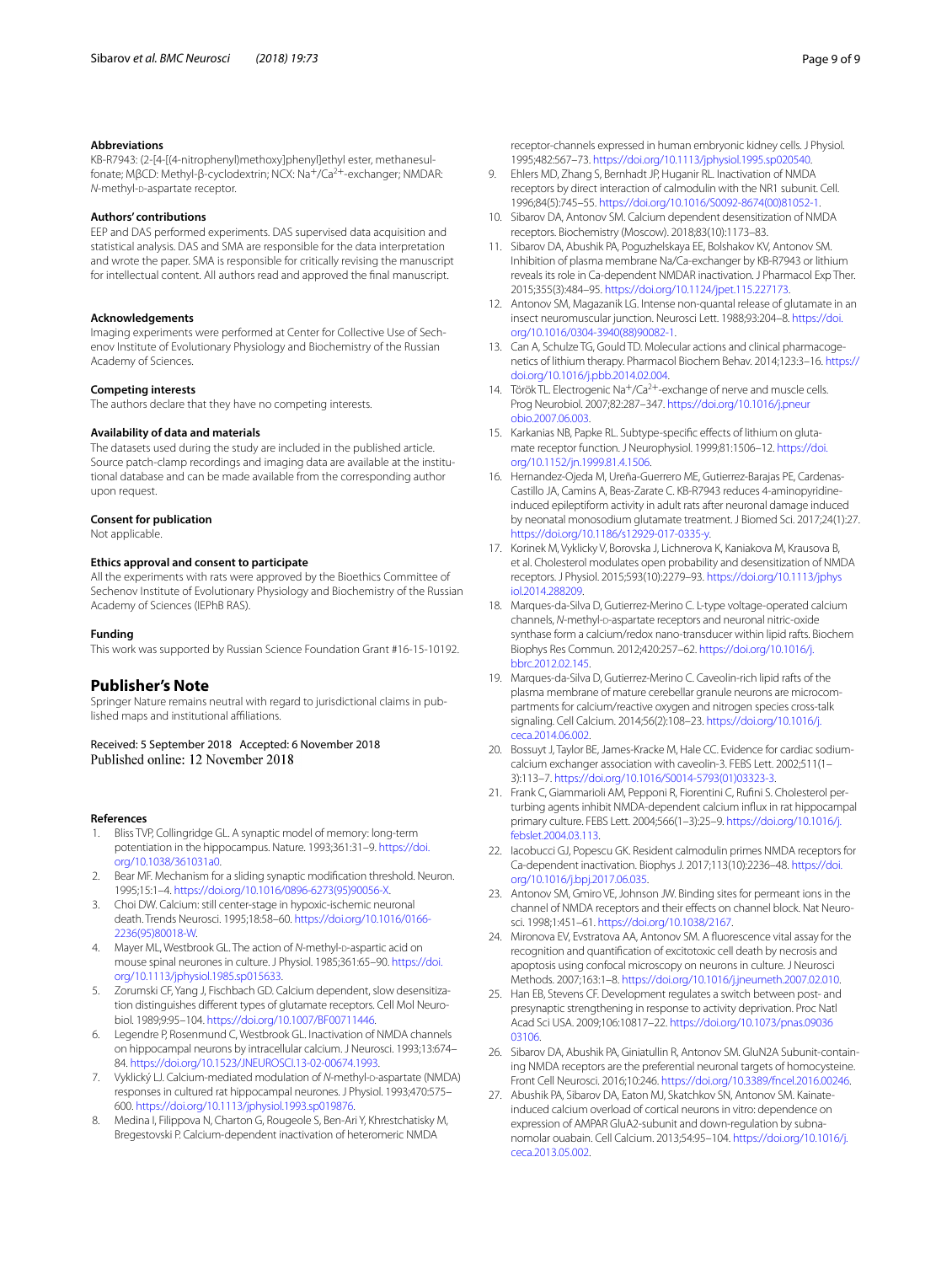### Abbreviations

KB-R7943: (2-[4-[(4-nitrophenyl)methoxy]phenyl]ethyl ester, methanesulfonate; MβCD: Methyl-β-cyclodextrin; NCX: $Na^+/Ca^{2+}$-exchanger; NMDAR: *N*-methyl-D-aspartate receptor.

### Authors' contributions

EEP and DAS performed experiments. DAS supervised data acquisition and statistical analysis. DAS and SMA are responsible for the data interpretation and wrote the paper. SMA is responsible for critically revising the manuscript for intellectual content. All authors read and approved the final manuscript.

### Acknowledgements

Imaging experiments were performed at Center for Collective Use of Sechenov Institute of Evolutionary Physiology and Biochemistry of the Russian Academy of Sciences.

### Competing interests

The authors declare that they have no competing interests.

### Availability of data and materials

The datasets used during the study are included in the published article. Source patch-clamp recordings and imaging data are available at the institutional database and can be made available from the corresponding author upon request.

### Consent for publication

Not applicable.

### Ethics approval and consent to participate

All the experiments with rats were approved by the Bioethics Committee of Sechenov Institute of Evolutionary Physiology and Biochemistry of the Russian Academy of Sciences (IEPhB RAS).

### Funding

This work was supported by Russian Science Foundation Grant #16-15-10192.

## Publisher's Note

Springer Nature remains neutral with regard to jurisdictional claims in published maps and institutional affiliations.

Received: 5 September 2018 Accepted: 6 November 2018
Published online: 12 November 2018

### References

1. Bliss TVP, Collingridge GL. A synaptic model of memory: long-term potentiation in the hippocampus. Nature. 1993;361:31–9. https://doi.org/10.1038/361031a0.
2. Bear MF. Mechanism for a sliding synaptic modification threshold. Neuron. 1995;15:1–4. https://doi.org/10.1016/0896-6273(95)90056-X.
3. Choi DW. Calcium: still center-stage in hypoxic-ischemic neuronal death. Trends Neurosci. 1995;18:58–60. https://doi.org/10.1016/0166-2236(95)80018-W.
4. Mayer ML, Westbrook GL. The action of *N*-methyl-D-aspartic acid on mouse spinal neurones in culture. J Physiol. 1985;361:65–90. https://doi.org/10.1113/jphysiol.1985.sp015633.
5. Zorumski CF, Yang J, Fischbach GD. Calcium dependent, slow desensitization distinguishes different types of glutamate receptors. Cell Mol Neurobiol. 1989;9:95–104. https://doi.org/10.1007/BF00711446.
6. Legendre P, Rosenmund C, Westbrook GL. Inactivation of NMDA channels on hippocampal neurons by intracellular calcium. J Neurosci. 1993;13:674–84. https://doi.org/10.1523/JNEUROSCI.13-02-00674.1993.
7. Vyklický LJ. Calcium-mediated modulation of *N*-methyl-D-aspartate (NMDA) responses in cultured rat hippocampal neurones. J Physiol. 1993;470:575–600. https://doi.org/10.1113/jphysiol.1993.sp019876.
8. Medina I, Filippova N, Charton G, Rougeole S, Ben-Ari Y, Khrestchatisky M, Bregestovski P. Calcium-dependent inactivation of heteromeric NMDA receptor-channels expressed in human embryonic kidney cells. J Physiol. 1995;482:567–73. https://doi.org/10.1113/jphysiol.1995.sp020540.
9. Ehlers MD, Zhang S, Bernhadt JP, Huganir RL. Inactivation of NMDA receptors by direct interaction of calmodulin with the NR1 subunit. Cell. 1996;84(5):745–55. https://doi.org/10.1016/S0092-8674(00)81052-1.
10. Sibarov DA, Antonov SM. Calcium dependent desensitization of NMDA receptors. Biochemistry (Moscow). 2018;83(10):1173–83.
11. Sibarov DA, Abushik PA, Poguzhelskaya EE, Bolshakov KV, Antonov SM. Inhibition of plasma membrane Na/Ca-exchanger by KB-R7943 or lithium reveals its role in Ca-dependent NMDAR inactivation. J Pharmacol Exp Ther. 2015;355(3):484–95. https://doi.org/10.1124/jpet.115.227173.
12. Antonov SM, Magazanik LG. Intense non-quantal release of glutamate in an insect neuromuscular junction. Neurosci Lett. 1988;93:204–8. https://doi.org/10.1016/0304-3940(88)90082-1.
13. Can A, Schulze TG, Gould TD. Molecular actions and clinical pharmacogenetics of lithium therapy. Pharmacol Biochem Behav. 2014;123:3–16. https://doi.org/10.1016/j.pbb.2014.02.004.
14. Török TL. Electrogenic $Na^+/Ca^{2+}$-exchange of nerve and muscle cells. Prog Neurobiol. 2007;82:287–347. https://doi.org/10.1016/j.pneurobio.2007.06.003.
15. Karkanias NB, Papke RL. Subtype-specific effects of lithium on glutamate receptor function. J Neurophysiol. 1999;81:1506–12. https://doi.org/10.1152/jn.1999.81.4.1506.
16. Hernandez-Ojeda M, Ureña-Guerrero ME, Gutierrez-Barajas PE, Cardenas-Castillo JA, Camins A, Beas-Zarate C. KB-R7943 reduces 4-aminopyridine-induced epileptiform activity in adult rats after neuronal damage induced by neonatal monosodium glutamate treatment. J Biomed Sci. 2017;24(1):27. https://doi.org/10.1186/s12929-017-0335-y.
17. Korinek M, Vyklicky V, Borovska J, Lichnerova K, Kaniakova M, Krausova B, et al. Cholesterol modulates open probability and desensitization of NMDA receptors. J Physiol. 2015;593(10):2279–93. https://doi.org/10.1113/jphysiol.2014.288209.
18. Marques-da-Silva D, Gutierrez-Merino C. L-type voltage-operated calcium channels, *N*-methyl-D-aspartate receptors and neuronal nitric-oxide synthase form a calcium/redox nano-transducer within lipid rafts. Biochem Biophys Res Commun. 2012;420:257–62. https://doi.org/10.1016/j.bbrc.2012.02.145.
19. Marques-da-Silva D, Gutierrez-Merino C. Caveolin-rich lipid rafts of the plasma membrane of mature cerebellar granule neurons are microcompartments for calcium/reactive oxygen and nitrogen species cross-talk signaling. Cell Calcium. 2014;56(2):108–23. https://doi.org/10.1016/j.ceca.2014.06.002.
20. Bossuyt J, Taylor BE, James-Kracke M, Hale CC. Evidence for cardiac sodium-calcium exchanger association with caveolin-3. FEBS Lett. 2002;511(1–3):113–7. https://doi.org/10.1016/S0014-5793(01)03323-3.
21. Frank C, Giammarioli AM, Pepponi R, Fiorentini C, Rufini S. Cholesterol perturbing agents inhibit NMDA-dependent calcium influx in rat hippocampal primary culture. FEBS Lett. 2004;566(1–3):25–9. https://doi.org/10.1016/j.febslet.2004.03.113.
22. Iacobucci GJ, Popescu GK. Resident calmodulin primes NMDA receptors for Ca-dependent inactivation. Biophys J. 2017;113(10):2236–48. https://doi.org/10.1016/j.bpj.2017.06.035.
23. Antonov SM, Gmiro VE, Johnson JW. Binding sites for permeant ions in the channel of NMDA receptors and their effects on channel block. Nat Neurosci. 1998;1:451–61. https://doi.org/10.1038/2167.
24. Mironova EV, Evstratova AA, Antonov SM. A fluorescence vital assay for the recognition and quantification of excitotoxic cell death by necrosis and apoptosis using confocal microscopy on neurons in culture. J Neurosci Methods. 2007;163:1–8. https://doi.org/10.1016/j.jneumeth.2007.02.010.
25. Han EB, Stevens CF. Development regulates a switch between post- and presynaptic strengthening in response to activity deprivation. Proc Natl Acad Sci USA. 2009;106:10817–22. https://doi.org/10.1073/pnas.0903603106.
26. Sibarov DA, Abushik PA, Giniatullin R, Antonov SM. GluN2A Subunit-containing NMDA receptors are the preferential neuronal targets of homocysteine. Front Cell Neurosci. 2016;10:246. https://doi.org/10.3389/fncel.2016.00246.
27. Abushik PA, Sibarov DA, Eaton MJ, Skatchkov SN, Antonov SM. Kainate-induced calcium overload of cortical neurons in vitro: dependence on expression of AMPAR GluA2-subunit and down-regulation by subnanomolar ouabain. Cell Calcium. 2013;54:95–104. https://doi.org/10.1016/j.ceca.2013.05.002.